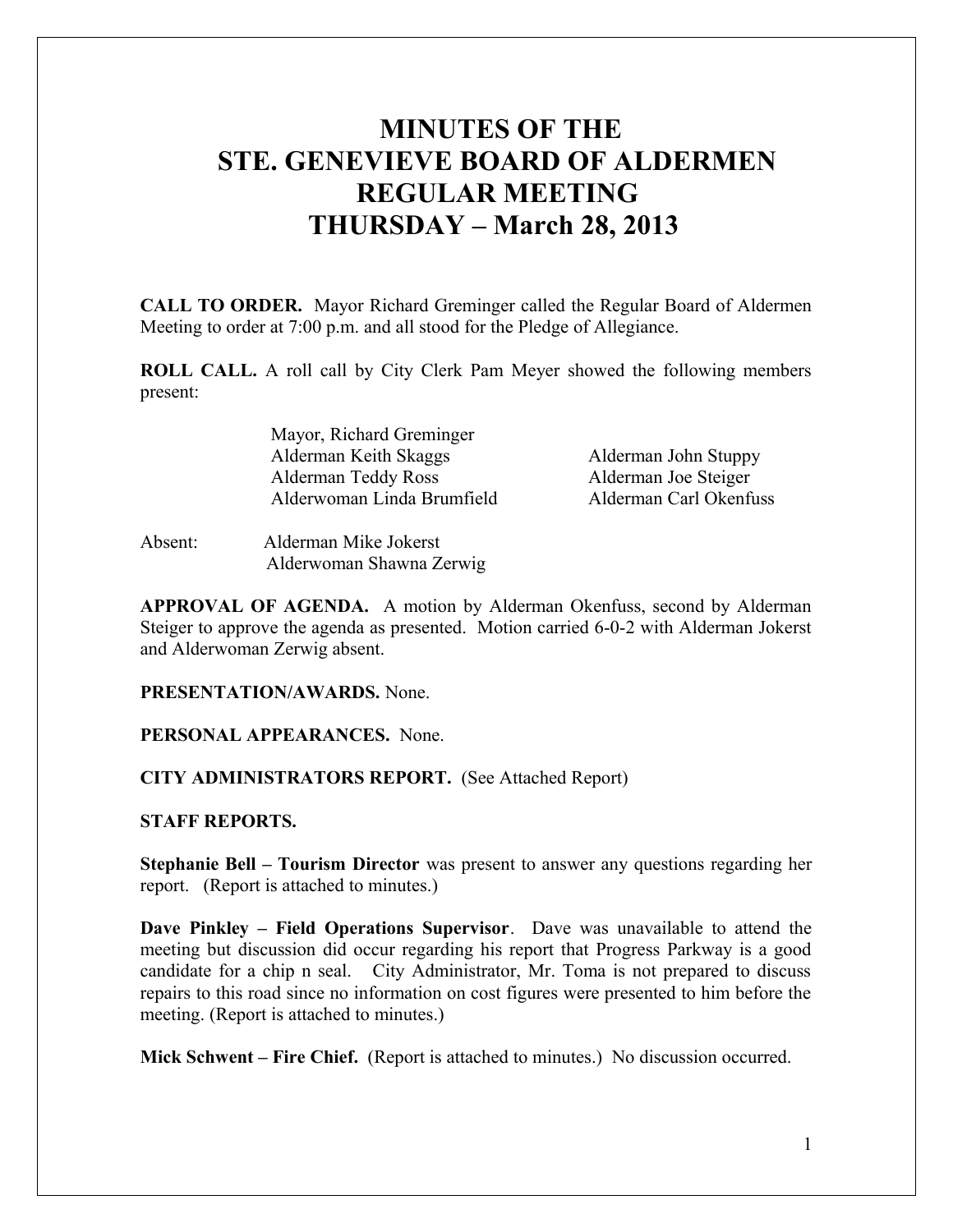# MINUTES OF THE STE. GENEVIEVE BOARD OF ALDERMEN REGULAR MEETING THURSDAY – March 28, 2013

**CALL TO ORDER.** Mayor Richard Greminger called the Regular Board of Aldermen Meeting to order at 7:00 p.m. and all stood for the Pledge of Allegiance.

**ROLL CALL.** A roll call by City Clerk Pam Meyer showed the following members present:

Mayor, Richard Greminger
Alderman Keith Skaggs
Alderman Teddy Ross
Alderwoman Linda Brumfield
Alderman John Stuppy
Alderman Joe Steiger
Alderman Carl Okenfuss

Absent: Alderman Mike Jokerst
Alderwoman Shawna Zerwig

**APPROVAL OF AGENDA.** A motion by Alderman Okenfuss, second by Alderman Steiger to approve the agenda as presented. Motion carried 6-0-2 with Alderman Jokerst and Alderwoman Zerwig absent.

**PRESENTATION/AWARDS.** None.

**PERSONAL APPEARANCES.** None.

**CITY ADMINISTRATORS REPORT.** (See Attached Report)

**STAFF REPORTS.**

**Stephanie Bell – Tourism Director** was present to answer any questions regarding her report. (Report is attached to minutes.)

**Dave Pinkley – Field Operations Supervisor**. Dave was unavailable to attend the meeting but discussion did occur regarding his report that Progress Parkway is a good candidate for a chip n seal. City Administrator, Mr. Toma is not prepared to discuss repairs to this road since no information on cost figures were presented to him before the meeting. (Report is attached to minutes.)

**Mick Schwent – Fire Chief.** (Report is attached to minutes.) No discussion occurred.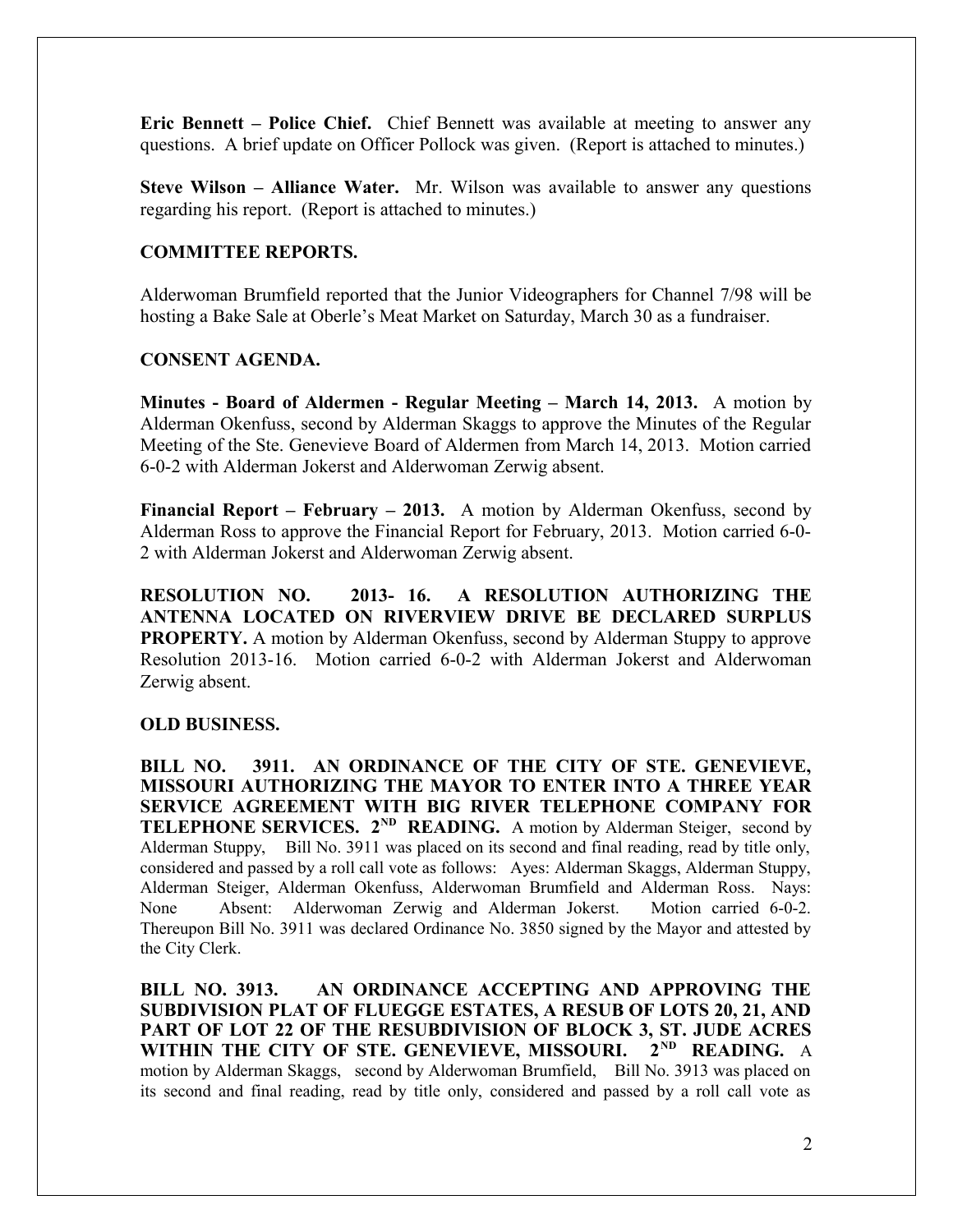**Eric Bennett – Police Chief.** Chief Bennett was available at meeting to answer any questions. A brief update on Officer Pollock was given. (Report is attached to minutes.)

**Steve Wilson – Alliance Water.** Mr. Wilson was available to answer any questions regarding his report. (Report is attached to minutes.)

**COMMITTEE REPORTS.**

Alderwoman Brumfield reported that the Junior Videographers for Channel 7/98 will be hosting a Bake Sale at Oberle's Meat Market on Saturday, March 30 as a fundraiser.

**CONSENT AGENDA.**

**Minutes - Board of Aldermen - Regular Meeting – March 14, 2013.** A motion by Alderman Okenfuss, second by Alderman Skaggs to approve the Minutes of the Regular Meeting of the Ste. Genevieve Board of Aldermen from March 14, 2013. Motion carried 6-0-2 with Alderman Jokerst and Alderwoman Zerwig absent.

**Financial Report – February – 2013.** A motion by Alderman Okenfuss, second by Alderman Ross to approve the Financial Report for February, 2013. Motion carried 6-0-2 with Alderman Jokerst and Alderwoman Zerwig absent.

**RESOLUTION NO. 2013- 16. A RESOLUTION AUTHORIZING THE ANTENNA LOCATED ON RIVERVIEW DRIVE BE DECLARED SURPLUS PROPERTY.** A motion by Alderman Okenfuss, second by Alderman Stuppy to approve Resolution 2013-16. Motion carried 6-0-2 with Alderman Jokerst and Alderwoman Zerwig absent.

**OLD BUSINESS.**

**BILL NO. 3911. AN ORDINANCE OF THE CITY OF STE. GENEVIEVE, MISSOURI AUTHORIZING THE MAYOR TO ENTER INTO A THREE YEAR SERVICE AGREEMENT WITH BIG RIVER TELEPHONE COMPANY FOR TELEPHONE SERVICES. 2ND READING.** A motion by Alderman Steiger, second by Alderman Stuppy, Bill No. 3911 was placed on its second and final reading, read by title only, considered and passed by a roll call vote as follows: Ayes: Alderman Skaggs, Alderman Stuppy, Alderman Steiger, Alderman Okenfuss, Alderwoman Brumfield and Alderman Ross. Nays: None Absent: Alderwoman Zerwig and Alderman Jokerst. Motion carried 6-0-2. Thereupon Bill No. 3911 was declared Ordinance No. 3850 signed by the Mayor and attested by the City Clerk.

**BILL NO. 3913. AN ORDINANCE ACCEPTING AND APPROVING THE SUBDIVISION PLAT OF FLUEGGE ESTATES, A RESUB OF LOTS 20, 21, AND PART OF LOT 22 OF THE RESUBDIVISION OF BLOCK 3, ST. JUDE ACRES WITHIN THE CITY OF STE. GENEVIEVE, MISSOURI. 2ND READING.** A motion by Alderman Skaggs, second by Alderwoman Brumfield, Bill No. 3913 was placed on its second and final reading, read by title only, considered and passed by a roll call vote as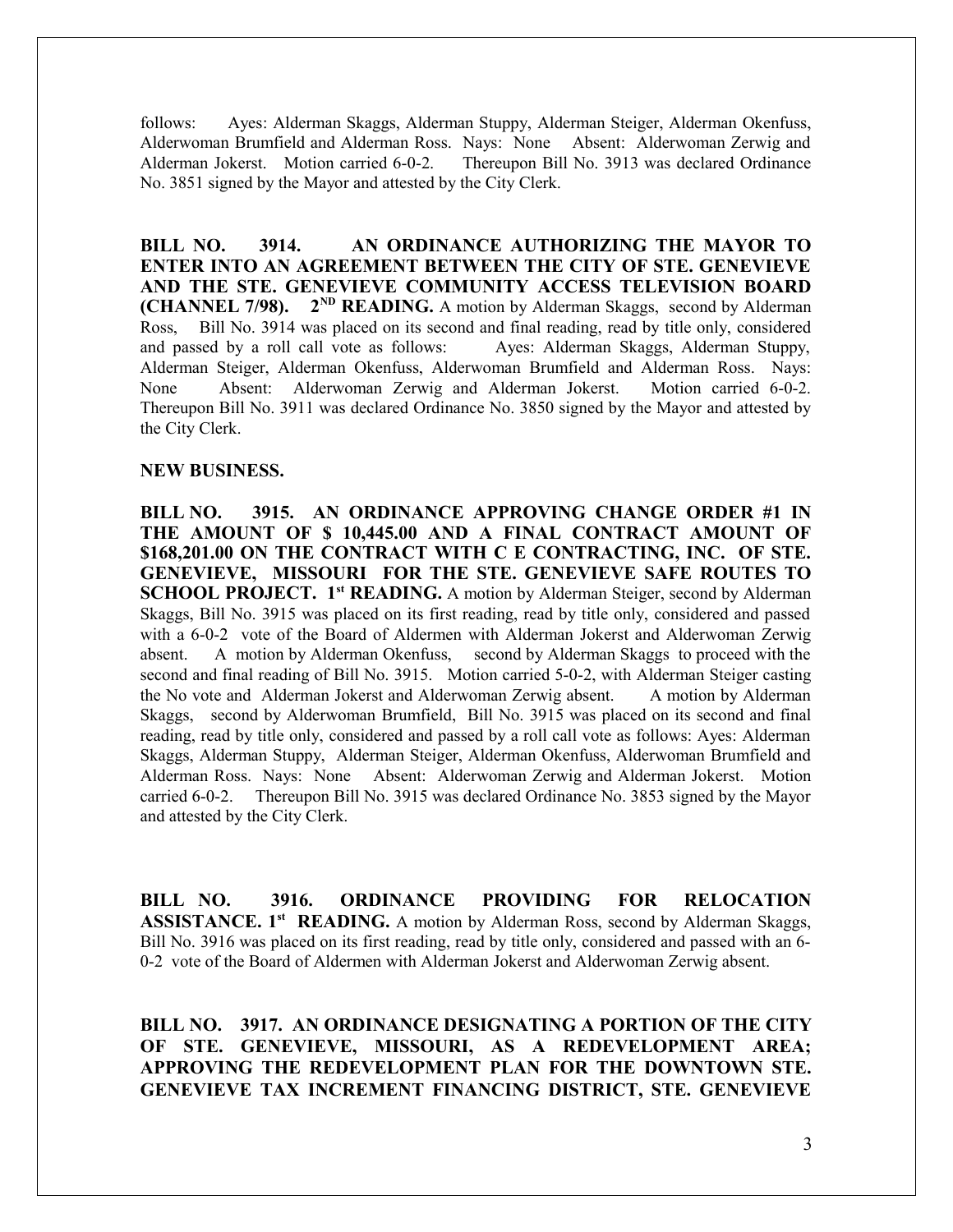follows: Ayes: Alderman Skaggs, Alderman Stuppy, Alderman Steiger, Alderman Okenfuss, Alderwoman Brumfield and Alderman Ross. Nays: None Absent: Alderwoman Zerwig and Alderman Jokerst. Motion carried 6-0-2. Thereupon Bill No. 3913 was declared Ordinance No. 3851 signed by the Mayor and attested by the City Clerk.

**BILL NO. 3914. AN ORDINANCE AUTHORIZING THE MAYOR TO ENTER INTO AN AGREEMENT BETWEEN THE CITY OF STE. GENEVIEVE AND THE STE. GENEVIEVE COMMUNITY ACCESS TELEVISION BOARD (CHANNEL 7/98). 2ND READING.** A motion by Alderman Skaggs, second by Alderman Ross, Bill No. 3914 was placed on its second and final reading, read by title only, considered and passed by a roll call vote as follows: Ayes: Alderman Skaggs, Alderman Stuppy, Alderman Steiger, Alderman Okenfuss, Alderwoman Brumfield and Alderman Ross. Nays: None Absent: Alderwoman Zerwig and Alderman Jokerst. Motion carried 6-0-2. Thereupon Bill No. 3911 was declared Ordinance No. 3850 signed by the Mayor and attested by the City Clerk.

**NEW BUSINESS.**

**BILL NO. 3915. AN ORDINANCE APPROVING CHANGE ORDER #1 IN THE AMOUNT OF $ 10,445.00 AND A FINAL CONTRACT AMOUNT OF $168,201.00 ON THE CONTRACT WITH C E CONTRACTING, INC. OF STE. GENEVIEVE, MISSOURI FOR THE STE. GENEVIEVE SAFE ROUTES TO SCHOOL PROJECT. 1st READING.** A motion by Alderman Steiger, second by Alderman Skaggs, Bill No. 3915 was placed on its first reading, read by title only, considered and passed with a 6-0-2 vote of the Board of Aldermen with Alderman Jokerst and Alderwoman Zerwig absent. A motion by Alderman Okenfuss, second by Alderman Skaggs to proceed with the second and final reading of Bill No. 3915. Motion carried 5-0-2, with Alderman Steiger casting the No vote and Alderman Jokerst and Alderwoman Zerwig absent. A motion by Alderman Skaggs, second by Alderwoman Brumfield, Bill No. 3915 was placed on its second and final reading, read by title only, considered and passed by a roll call vote as follows: Ayes: Alderman Skaggs, Alderman Stuppy, Alderman Steiger, Alderman Okenfuss, Alderwoman Brumfield and Alderman Ross. Nays: None Absent: Alderwoman Zerwig and Alderman Jokerst. Motion carried 6-0-2. Thereupon Bill No. 3915 was declared Ordinance No. 3853 signed by the Mayor and attested by the City Clerk.

**BILL NO. 3916. ORDINANCE PROVIDING FOR RELOCATION ASSISTANCE. 1st READING.** A motion by Alderman Ross, second by Alderman Skaggs, Bill No. 3916 was placed on its first reading, read by title only, considered and passed with an 6-0-2 vote of the Board of Aldermen with Alderman Jokerst and Alderwoman Zerwig absent.

**BILL NO. 3917. AN ORDINANCE DESIGNATING A PORTION OF THE CITY OF STE. GENEVIEVE, MISSOURI, AS A REDEVELOPMENT AREA; APPROVING THE REDEVELOPMENT PLAN FOR THE DOWNTOWN STE. GENEVIEVE TAX INCREMENT FINANCING DISTRICT, STE. GENEVIEVE**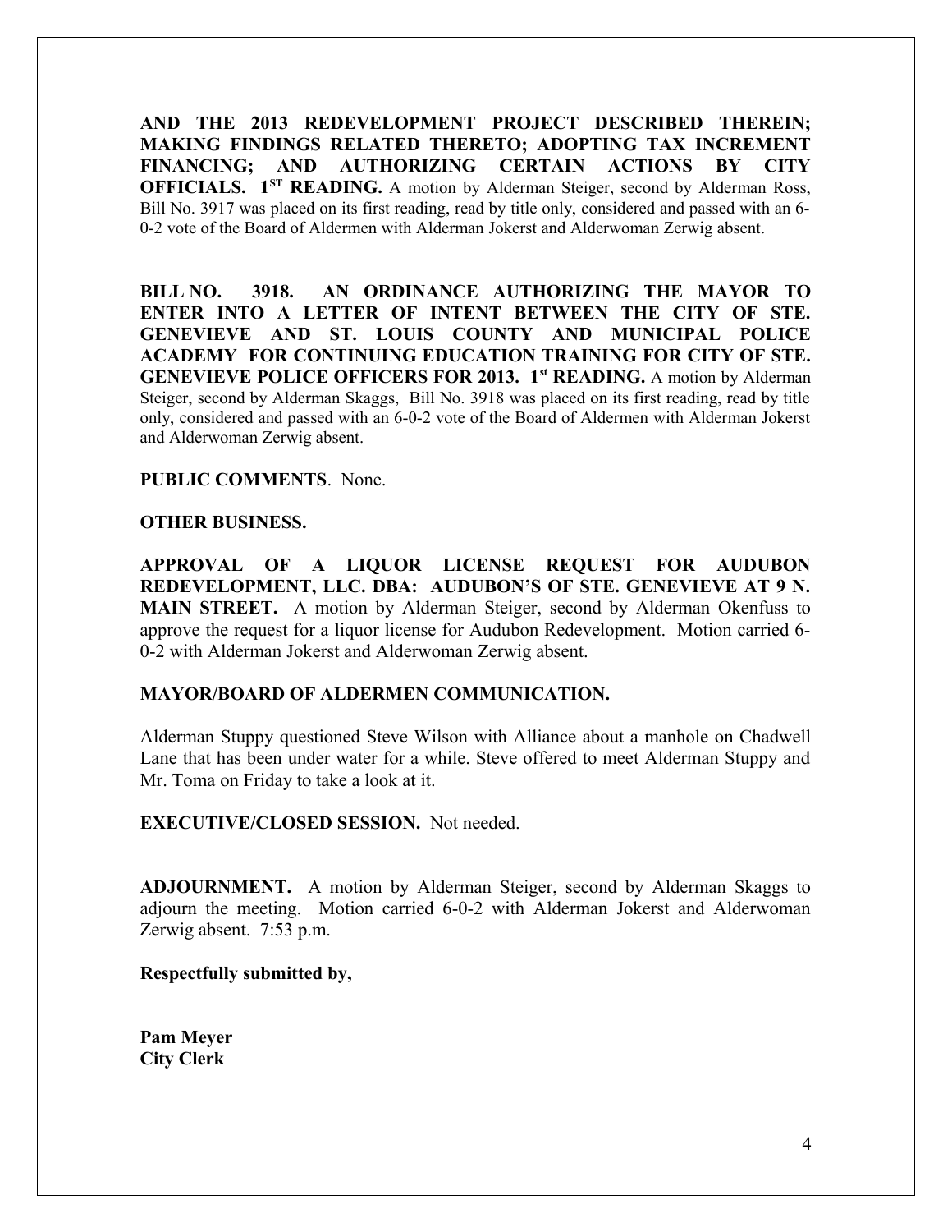**AND THE 2013 REDEVELOPMENT PROJECT DESCRIBED THEREIN; MAKING FINDINGS RELATED THERETO; ADOPTING TAX INCREMENT FINANCING; AND AUTHORIZING CERTAIN ACTIONS BY CITY OFFICIALS. 1ST READING.** A motion by Alderman Steiger, second by Alderman Ross, Bill No. 3917 was placed on its first reading, read by title only, considered and passed with an 6-0-2 vote of the Board of Aldermen with Alderman Jokerst and Alderwoman Zerwig absent.

**BILL NO. 3918. AN ORDINANCE AUTHORIZING THE MAYOR TO ENTER INTO A LETTER OF INTENT BETWEEN THE CITY OF STE. GENEVIEVE AND ST. LOUIS COUNTY AND MUNICIPAL POLICE ACADEMY FOR CONTINUING EDUCATION TRAINING FOR CITY OF STE. GENEVIEVE POLICE OFFICERS FOR 2013. 1st READING.** A motion by Alderman Steiger, second by Alderman Skaggs, Bill No. 3918 was placed on its first reading, read by title only, considered and passed with an 6-0-2 vote of the Board of Aldermen with Alderman Jokerst and Alderwoman Zerwig absent.

**PUBLIC COMMENTS**. None.

**OTHER BUSINESS.**

**APPROVAL OF A LIQUOR LICENSE REQUEST FOR AUDUBON REDEVELOPMENT, LLC. DBA: AUDUBON'S OF STE. GENEVIEVE AT 9 N. MAIN STREET.** A motion by Alderman Steiger, second by Alderman Okenfuss to approve the request for a liquor license for Audubon Redevelopment. Motion carried 6-0-2 with Alderman Jokerst and Alderwoman Zerwig absent.

**MAYOR/BOARD OF ALDERMEN COMMUNICATION.**

Alderman Stuppy questioned Steve Wilson with Alliance about a manhole on Chadwell Lane that has been under water for a while. Steve offered to meet Alderman Stuppy and Mr. Toma on Friday to take a look at it.

**EXECUTIVE/CLOSED SESSION.** Not needed.

**ADJOURNMENT.** A motion by Alderman Steiger, second by Alderman Skaggs to adjourn the meeting. Motion carried 6-0-2 with Alderman Jokerst and Alderwoman Zerwig absent. 7:53 p.m.

**Respectfully submitted by,**

**Pam Meyer**
**City Clerk**